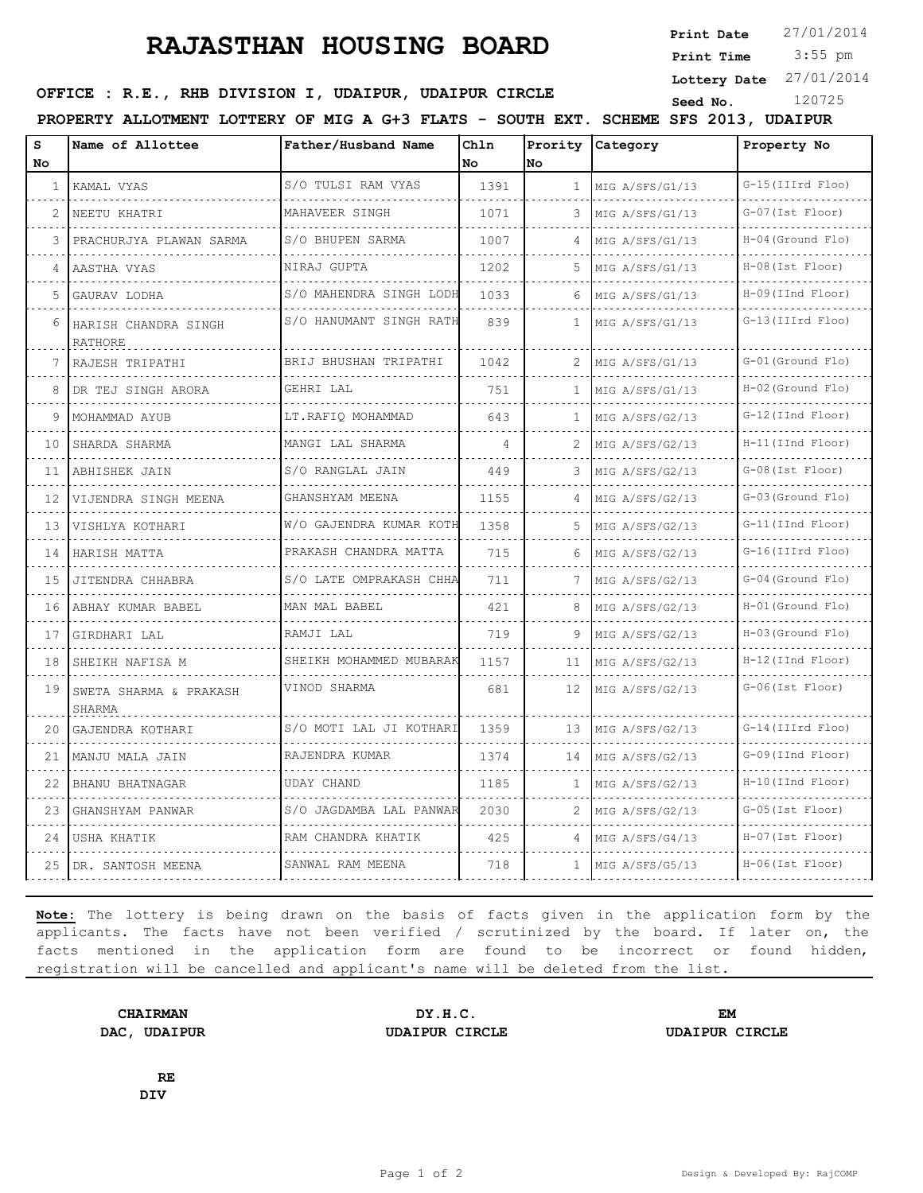# RAJASTHAN HOUSING BOARD

**Print Date** 27/01/2014
**Print Time** 3:55 pm
**Lottery Date** 27/01/2014
**Seed No.** 120725

**OFFICE : R.E., RHB DIVISION I, UDAIPUR, UDAIPUR CIRCLE**

**PROPERTY ALLOTMENT LOTTERY OF MIG A G+3 FLATS - SOUTH EXT. SCHEME SFS 2013, UDAIPUR**

| S No | Name of Allottee | Father/Husband Name | Chln No | Prority No | Category | Property No |
|---|---|---|---|---|---|---|
| 1 | KAMAL VYAS | S/O TULSI RAM VYAS | 1391 | 1 | MIG A/SFS/G1/13 | G-15(IIIrd Floo) |
| 2 | NEETU KHATRI | MAHAVEER SINGH | 1071 | 3 | MIG A/SFS/G1/13 | G-07(Ist Floor) |
| 3 | PRACHURJYA PLAWAN SARMA | S/O BHUPEN SARMA | 1007 | 4 | MIG A/SFS/G1/13 | H-04(Ground Flo) |
| 4 | AASTHA VYAS | NIRAJ GUPTA | 1202 | 5 | MIG A/SFS/G1/13 | H-08(Ist Floor) |
| 5 | GAURAV LODHA | S/O MAHENDRA SINGH LODH | 1033 | 6 | MIG A/SFS/G1/13 | H-09(IInd Floor) |
| 6 | HARISH CHANDRA SINGH RATHORE | S/O HANUMANT SINGH RATH | 839 | 1 | MIG A/SFS/G1/13 | G-13(IIIrd Floo) |
| 7 | RAJESH TRIPATHI | BRIJ BHUSHAN TRIPATHI | 1042 | 2 | MIG A/SFS/G1/13 | G-01(Ground Flo) |
| 8 | DR TEJ SINGH ARORA | GEHRI LAL | 751 | 1 | MIG A/SFS/G1/13 | H-02(Ground Flo) |
| 9 | MOHAMMAD AYUB | LT.RAFIQ MOHAMMAD | 643 | 1 | MIG A/SFS/G2/13 | G-12(IInd Floor) |
| 10 | SHARDA SHARMA | MANGI LAL SHARMA | 4 | 2 | MIG A/SFS/G2/13 | H-11(IInd Floor) |
| 11 | ABHISHEK JAIN | S/O RANGLAL JAIN | 449 | 3 | MIG A/SFS/G2/13 | G-08(Ist Floor) |
| 12 | VIJENDRA SINGH MEENA | GHANSHYAM MEENA | 1155 | 4 | MIG A/SFS/G2/13 | G-03(Ground Flo) |
| 13 | VISHLYA KOTHARI | W/O GAJENDRA KUMAR KOTH | 1358 | 5 | MIG A/SFS/G2/13 | G-11(IInd Floor) |
| 14 | HARISH MATTA | PRAKASH CHANDRA MATTA | 715 | 6 | MIG A/SFS/G2/13 | G-16(IIIrd Floo) |
| 15 | JITENDRA CHHABRA | S/O LATE OMPRAKASH CHHA | 711 | 7 | MIG A/SFS/G2/13 | G-04(Ground Flo) |
| 16 | ABHAY KUMAR BABEL | MAN MAL BABEL | 421 | 8 | MIG A/SFS/G2/13 | H-01(Ground Flo) |
| 17 | GIRDHARI LAL | RAMJI LAL | 719 | 9 | MIG A/SFS/G2/13 | H-03(Ground Flo) |
| 18 | SHEIKH NAFISA M | SHEIKH MOHAMMED MUBARAK | 1157 | 11 | MIG A/SFS/G2/13 | H-12(IInd Floor) |
| 19 | SWETA SHARMA & PRAKASH SHARMA | VINOD SHARMA | 681 | 12 | MIG A/SFS/G2/13 | G-06(Ist Floor) |
| 20 | GAJENDRA KOTHARI | S/O MOTI LAL JI KOTHARI | 1359 | 13 | MIG A/SFS/G2/13 | G-14(IIIrd Floo) |
| 21 | MANJU MALA JAIN | RAJENDRA KUMAR | 1374 | 14 | MIG A/SFS/G2/13 | G-09(IInd Floor) |
| 22 | BHANU BHATNAGAR | UDAY CHAND | 1185 | 1 | MIG A/SFS/G2/13 | H-10(IInd Floor) |
| 23 | GHANSHYAM PANWAR | S/O JAGDAMBA LAL PANWAR | 2030 | 2 | MIG A/SFS/G2/13 | G-05(Ist Floor) |
| 24 | USHA KHATIK | RAM CHANDRA KHATIK | 425 | 4 | MIG A/SFS/G4/13 | H-07(Ist Floor) |
| 25 | DR. SANTOSH MEENA | SANWAL RAM MEENA | 718 | 1 | MIG A/SFS/G5/13 | H-06(Ist Floor) |

**Note:** The lottery is being drawn on the basis of facts given in the application form by the applicants. The facts have not been verified / scrutinized by the board. If later on, the facts mentioned in the application form are found to be incorrect or found hidden, registration will be cancelled and applicant's name will be deleted from the list.

**CHAIRMAN**
**DAC, UDAIPUR**

**DY.H.C.**
**UDAIPUR CIRCLE**

**EM**
**UDAIPUR CIRCLE**

**RE**
**DIV**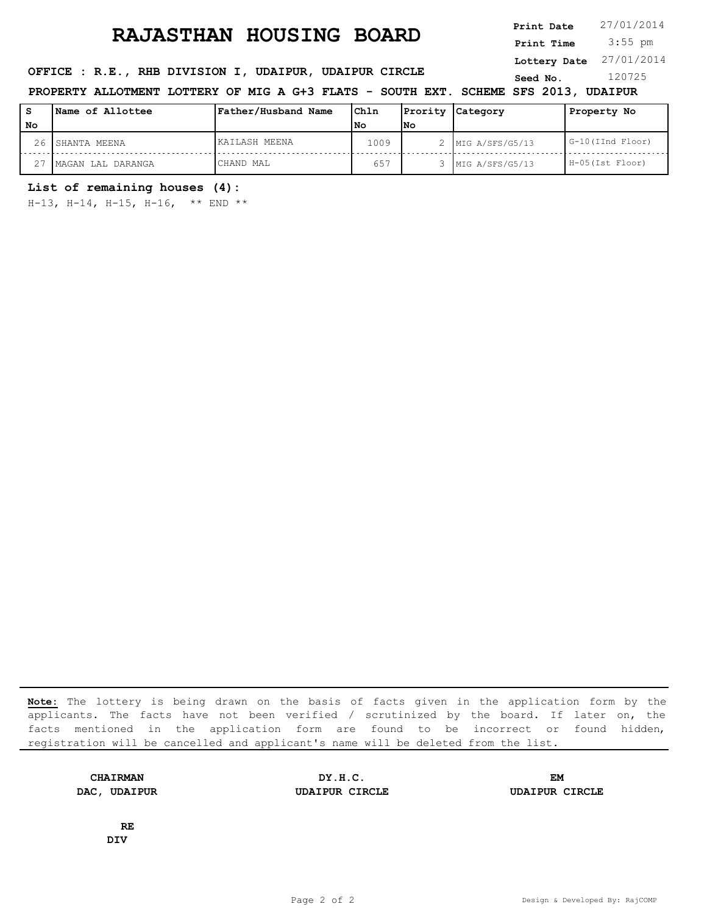# RAJASTHAN HOUSING BOARD

**Print Date** 27/01/2014
**Print Time** 3:55 pm
**Lottery Date** 27/01/2014
**Seed No.** 120725

**OFFICE : R.E., RHB DIVISION I, UDAIPUR, UDAIPUR CIRCLE**

**PROPERTY ALLOTMENT LOTTERY OF MIG A G+3 FLATS - SOUTH EXT. SCHEME SFS 2013, UDAIPUR**

| S No | Name of Allottee | Father/Husband Name | Chln No | Prority No | Category | Property No |
|---|---|---|---|---|---|---|
| 26 | SHANTA MEENA | KAILASH MEENA | 1009 | 2 | MIG A/SFS/G5/13 | G-10(IInd Floor) |
| 27 | MAGAN LAL DARANGA | CHAND MAL | 657 | 3 | MIG A/SFS/G5/13 | H-05(Ist Floor) |

**List of remaining houses (4):**

H-13, H-14, H-15, H-16, ** END **

**Note:** The lottery is being drawn on the basis of facts given in the application form by the applicants. The facts have not been verified / scrutinized by the board. If later on, the facts mentioned in the application form are found to be incorrect or found hidden, registration will be cancelled and applicant's name will be deleted from the list.

**CHAIRMAN**
**DAC, UDAIPUR**

**DY.H.C.**
**UDAIPUR CIRCLE**

**EM**
**UDAIPUR CIRCLE**

**RE**
**DIV**

Design & Developed By: RajCOMP